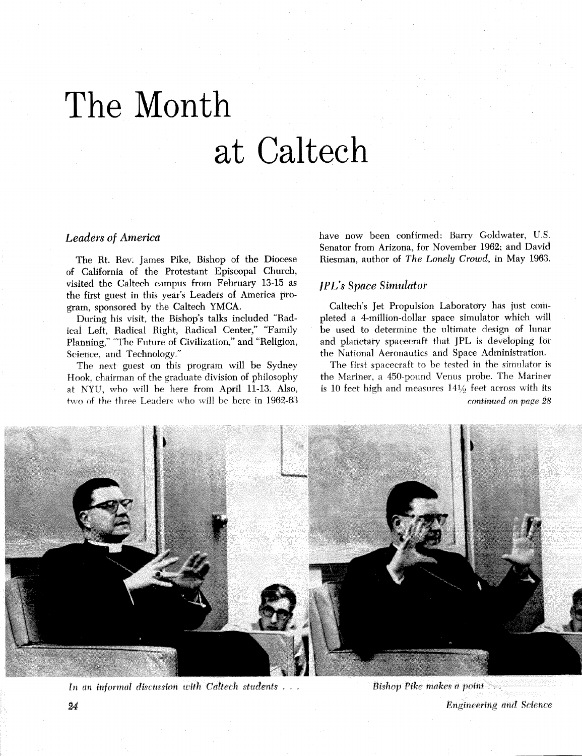# The Month at Caltech

## *Leaders of America*

The Rt. Rev. James Pike, Bishop of the Diocese of California of the Protestant Episcopal Church, visited the Caltech campus from February 13-15 as the first guest in this year's Leaders of America program, sponsored by the Caltech YMCA.

During his visit, the Bishop's talks included "Radical Left, Radical Right, Radical Center," "Family Planning," "The Future of Civilization," and "Religion, Science, and Technology."

The next guest on this program will be Sydney Hook, chairman of the graduate division of philosophy at NYU, who will be here from April 11-13. Also, two of the three Leaders who will be here in 1962-63 have now been confirmed: Barry Goldwater, U.S. Senator from Arizona, for November 1962; and David Riesman, author of *The Lonely Crowd*, in May 1963.

## *JPL's Space Simulator*

Caltech's Jet Propulsion Laboratory has just completed a 4-million-dollar space simulator which will be used to determine the ultimate design of lunar and planetary spacecraft that JPL is developing for the National Aeronautics and Space Administration.

The first spacecraft to be tested in the simulator is the Mariner, a 450-pound Venus probe. The Mariner is 10 feet high and measures 14½ feet across with its

*continued on page 28*

*In an informal discussion with Caltech students . . .*

*Bishop Pike makes a point . . .*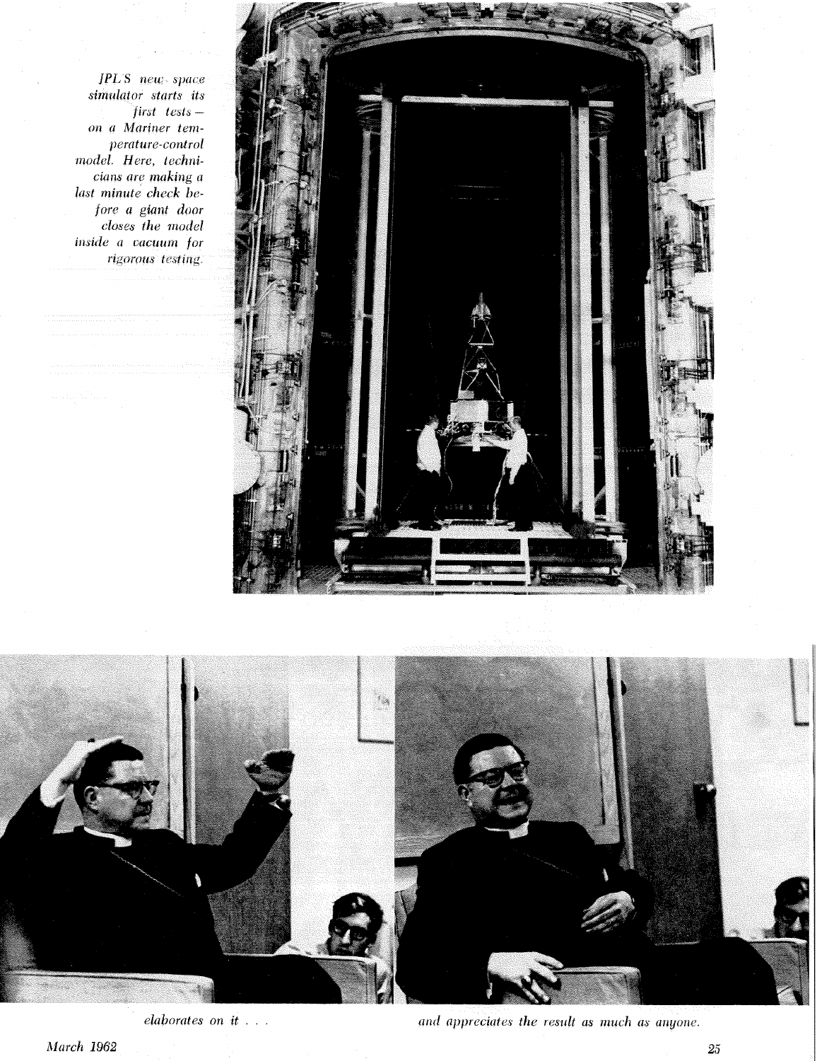*JPL'S new space simulator starts its first tests — on a Mariner temperature-control model. Here, technicians are making a last minute check before a giant door closes the model inside a vacuum for rigorous testing.*

*elaborates on it . . .*

*and appreciates the result as much as anyone.*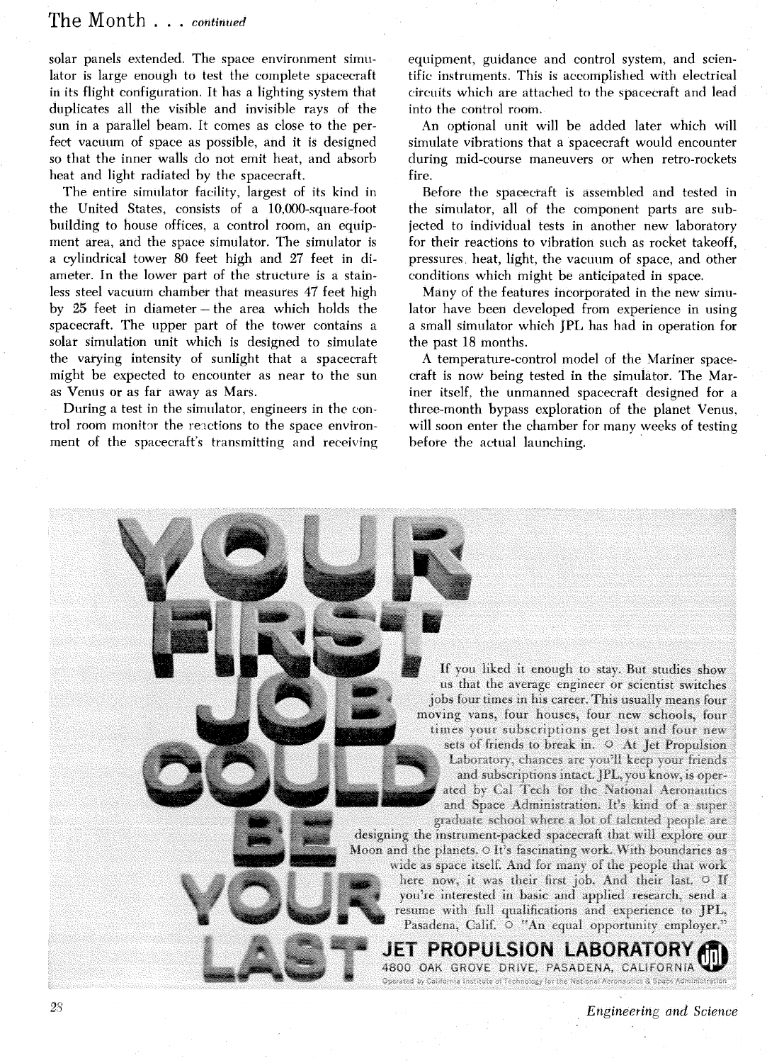solar panels extended. The space environment simulator is large enough to test the complete spacecraft in its flight configuration. It has a lighting system that duplicates all the visible and invisible rays of the sun in a parallel beam. It comes as close to the perfect vacuum of space as possible, and it is designed so that the inner walls do not emit heat, and absorb heat and light radiated by the spacecraft.

The entire simulator facility, largest of its kind in the United States, consists of a 10,000-square-foot building to house offices, a control room, an equipment area, and the space simulator. The simulator is a cylindrical tower 80 feet high and 27 feet in diameter. In the lower part of the structure is a stainless steel vacuum chamber that measures 47 feet high by 25 feet in diameter – the area which holds the spacecraft. The upper part of the tower contains a solar simulation unit which is designed to simulate the varying intensity of sunlight that a spacecraft might be expected to encounter as near to the sun as Venus or as far away as Mars.

During a test in the simulator, engineers in the control room monitor the reactions to the space environment of the spacecraft's transmitting and receiving equipment, guidance and control system, and scientific instruments. This is accomplished with electrical circuits which are attached to the spacecraft and lead into the control room.

An optional unit will be added later which will simulate vibrations that a spacecraft would encounter during mid-course maneuvers or when retro-rockets fire.

Before the spacecraft is assembled and tested in the simulator, all of the component parts are subjected to individual tests in another new laboratory for their reactions to vibration such as rocket takeoff, pressures, heat, light, the vacuum of space, and other conditions which might be anticipated in space.

Many of the features incorporated in the new simulator have been developed from experience in using a small simulator which JPL has had in operation for the past 18 months.

A temperature-control model of the Mariner spacecraft is now being tested in the simulator. The Mariner itself, the unmanned spacecraft designed for a three-month bypass exploration of the planet Venus, will soon enter the chamber for many weeks of testing before the actual launching.

# YOUR FIRST JOB COULD BE YOUR LAST

If you liked it enough to stay. But studies show us that the average engineer or scientist switches jobs four times in his career. This usually means four moving vans, four houses, four new schools, four times your subscriptions get lost and four new sets of friends to break in. ○ At Jet Propulsion Laboratory, chances are you'll keep your friends and subscriptions intact. JPL, you know, is operated by Cal Tech for the National Aeronautics and Space Administration. It's kind of a super graduate school where a lot of talented people are designing the instrument-packed spacecraft that will explore our Moon and the planets. ○ It's fascinating work. With boundaries as wide as space itself. And for many of the people that work here now, it was their first job. And their last. ○ If you're interested in basic and applied research, send a resume with full qualifications and experience to JPL, Pasadena, Calif. ○ "An equal opportunity employer."

**JET PROPULSION LABORATORY**

4800 OAK GROVE DRIVE, PASADENA, CALIFORNIA

Operated by California Institute of Technology for the National Aeronautics & Space Administration